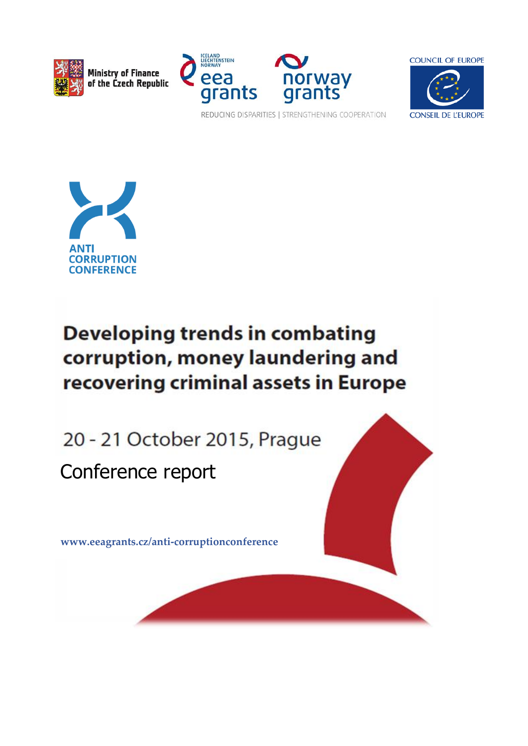Ministry of Finance of the Czech Republic

ICELAND LIECHTENSTEIN NORWAY eea grants

norway grants

REDUCING DISPARITIES | STRENGTHENING COOPERATION

COUNCIL OF EUROPE

CONSEIL DE L'EUROPE

ANTI CORRUPTION CONFERENCE

# Developing trends in combating corruption, money laundering and recovering criminal assets in Europe

20 - 21 October 2015, Prague

Conference report

www.eeagrants.cz/anti-corruptionconference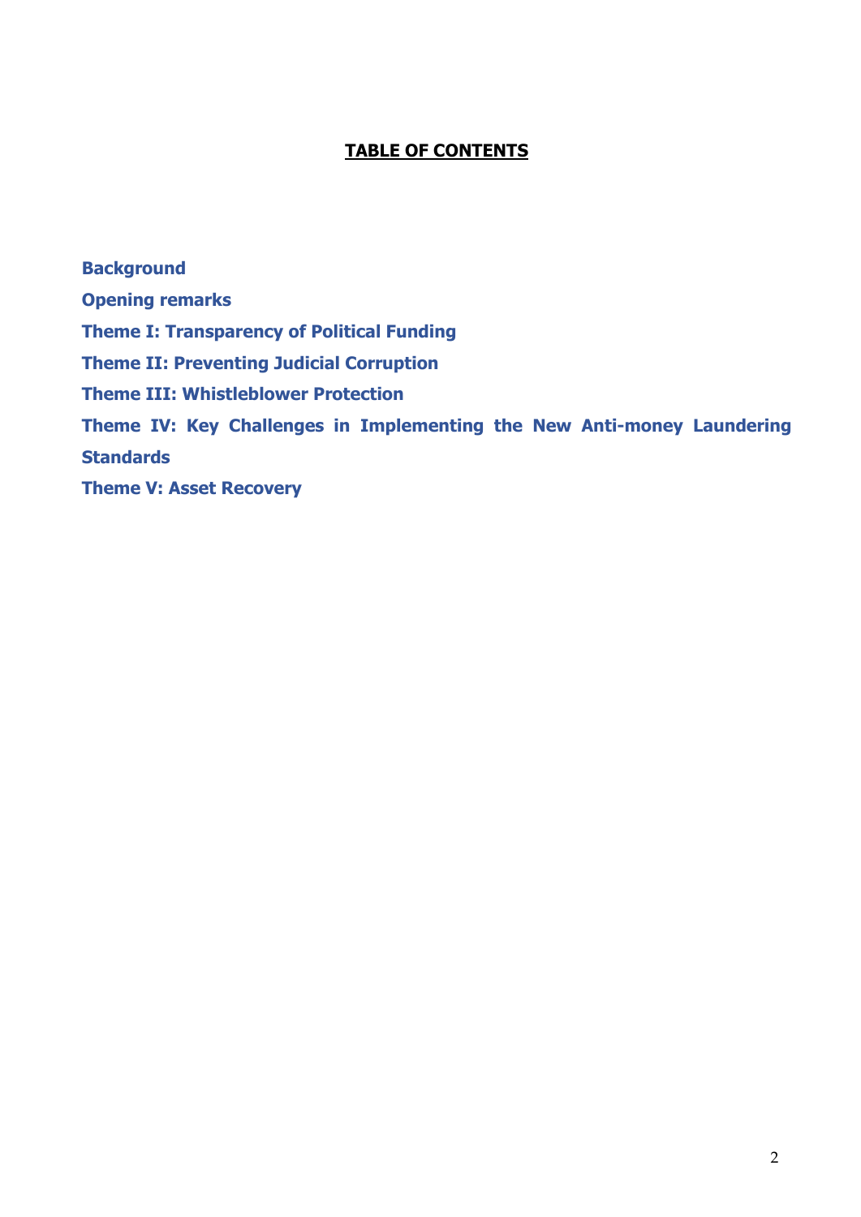**TABLE OF CONTENTS**

**Background**

**Opening remarks**

**Theme I: Transparency of Political Funding**

**Theme II: Preventing Judicial Corruption**

**Theme III: Whistleblower Protection**

**Theme IV: Key Challenges in Implementing the New Anti-money Laundering Standards**

**Theme V: Asset Recovery**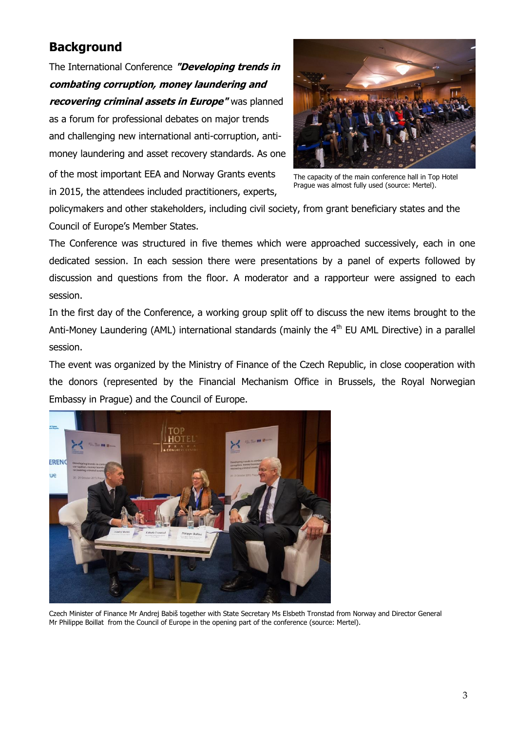## Background

The International Conference ***"Developing trends in combating corruption, money laundering and recovering criminal assets in Europe"*** was planned as a forum for professional debates on major trends and challenging new international anti-corruption, anti-money laundering and asset recovery standards. As one of the most important EEA and Norway Grants events in 2015, the attendees included practitioners, experts, policymakers and other stakeholders, including civil society, from grant beneficiary states and the Council of Europe's Member States.

The capacity of the main conference hall in Top Hotel Prague was almost fully used (source: Mertel).

The Conference was structured in five themes which were approached successively, each in one dedicated session. In each session there were presentations by a panel of experts followed by discussion and questions from the floor. A moderator and a rapporteur were assigned to each session.

In the first day of the Conference, a working group split off to discuss the new items brought to the Anti-Money Laundering (AML) international standards (mainly the 4th EU AML Directive) in a parallel session.

The event was organized by the Ministry of Finance of the Czech Republic, in close cooperation with the donors (represented by the Financial Mechanism Office in Brussels, the Royal Norwegian Embassy in Prague) and the Council of Europe.

Czech Minister of Finance Mr Andrej Babiš together with State Secretary Ms Elsbeth Tronstad from Norway and Director General Mr Philippe Boillat from the Council of Europe in the opening part of the conference (source: Mertel).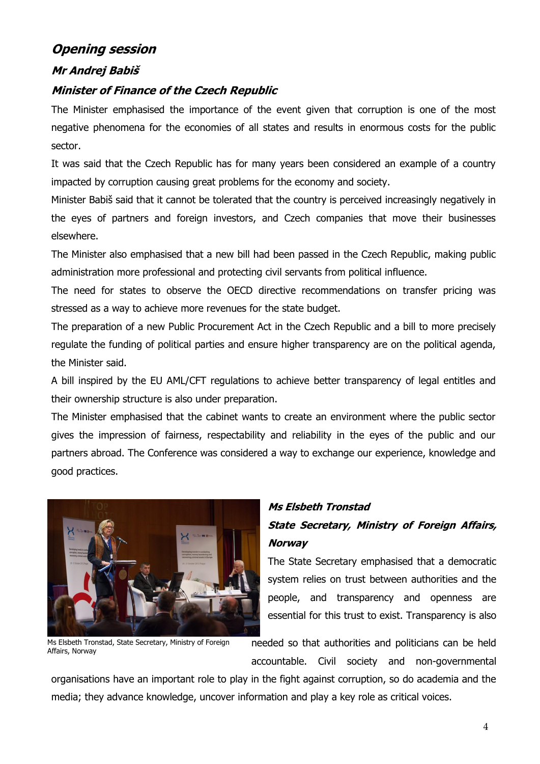## ***Opening session***

### ***Mr Andrej Babiš***

### ***Minister of Finance of the Czech Republic***

The Minister emphasised the importance of the event given that corruption is one of the most negative phenomena for the economies of all states and results in enormous costs for the public sector.

It was said that the Czech Republic has for many years been considered an example of a country impacted by corruption causing great problems for the economy and society.

Minister Babiš said that it cannot be tolerated that the country is perceived increasingly negatively in the eyes of partners and foreign investors, and Czech companies that move their businesses elsewhere.

The Minister also emphasised that a new bill had been passed in the Czech Republic, making public administration more professional and protecting civil servants from political influence.

The need for states to observe the OECD directive recommendations on transfer pricing was stressed as a way to achieve more revenues for the state budget.

The preparation of a new Public Procurement Act in the Czech Republic and a bill to more precisely regulate the funding of political parties and ensure higher transparency are on the political agenda, the Minister said.

A bill inspired by the EU AML/CFT regulations to achieve better transparency of legal entitles and their ownership structure is also under preparation.

The Minister emphasised that the cabinet wants to create an environment where the public sector gives the impression of fairness, respectability and reliability in the eyes of the public and our partners abroad. The Conference was considered a way to exchange our experience, knowledge and good practices.

Ms Elsbeth Tronstad, State Secretary, Ministry of Foreign Affairs, Norway

### ***Ms Elsbeth Tronstad***

### ***State Secretary, Ministry of Foreign Affairs, Norway***

The State Secretary emphasised that a democratic system relies on trust between authorities and the people, and transparency and openness are essential for this trust to exist. Transparency is also needed so that authorities and politicians can be held accountable. Civil society and non-governmental organisations have an important role to play in the fight against corruption, so do academia and the media; they advance knowledge, uncover information and play a key role as critical voices.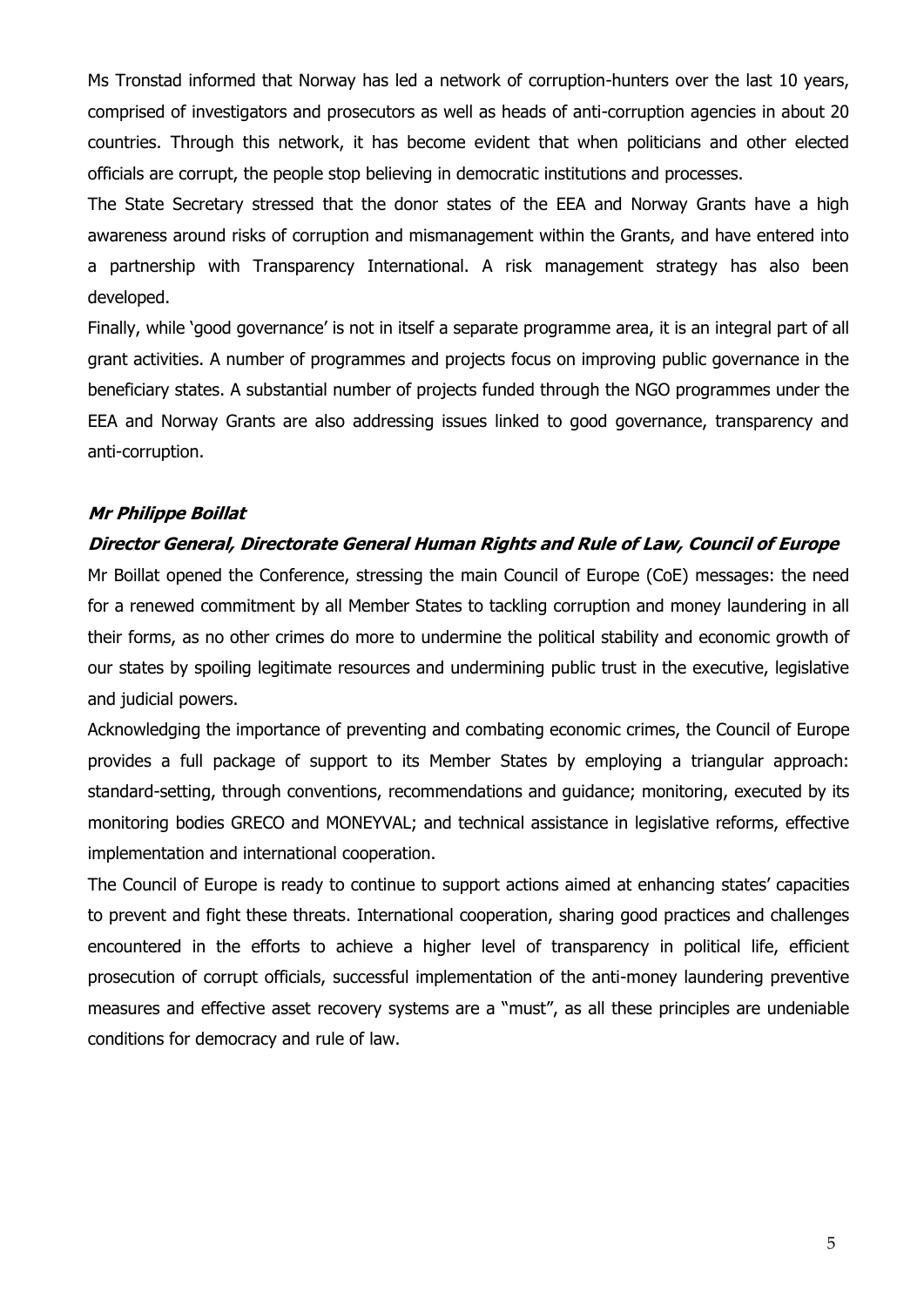Ms Tronstad informed that Norway has led a network of corruption-hunters over the last 10 years, comprised of investigators and prosecutors as well as heads of anti-corruption agencies in about 20 countries. Through this network, it has become evident that when politicians and other elected officials are corrupt, the people stop believing in democratic institutions and processes.

The State Secretary stressed that the donor states of the EEA and Norway Grants have a high awareness around risks of corruption and mismanagement within the Grants, and have entered into a partnership with Transparency International. A risk management strategy has also been developed.

Finally, while 'good governance' is not in itself a separate programme area, it is an integral part of all grant activities. A number of programmes and projects focus on improving public governance in the beneficiary states. A substantial number of projects funded through the NGO programmes under the EEA and Norway Grants are also addressing issues linked to good governance, transparency and anti-corruption.

***Mr Philippe Boillat***

***Director General, Directorate General Human Rights and Rule of Law, Council of Europe***

Mr Boillat opened the Conference, stressing the main Council of Europe (CoE) messages: the need for a renewed commitment by all Member States to tackling corruption and money laundering in all their forms, as no other crimes do more to undermine the political stability and economic growth of our states by spoiling legitimate resources and undermining public trust in the executive, legislative and judicial powers.

Acknowledging the importance of preventing and combating economic crimes, the Council of Europe provides a full package of support to its Member States by employing a triangular approach: standard-setting, through conventions, recommendations and guidance; monitoring, executed by its monitoring bodies GRECO and MONEYVAL; and technical assistance in legislative reforms, effective implementation and international cooperation.

The Council of Europe is ready to continue to support actions aimed at enhancing states' capacities to prevent and fight these threats. International cooperation, sharing good practices and challenges encountered in the efforts to achieve a higher level of transparency in political life, efficient prosecution of corrupt officials, successful implementation of the anti-money laundering preventive measures and effective asset recovery systems are a "must", as all these principles are undeniable conditions for democracy and rule of law.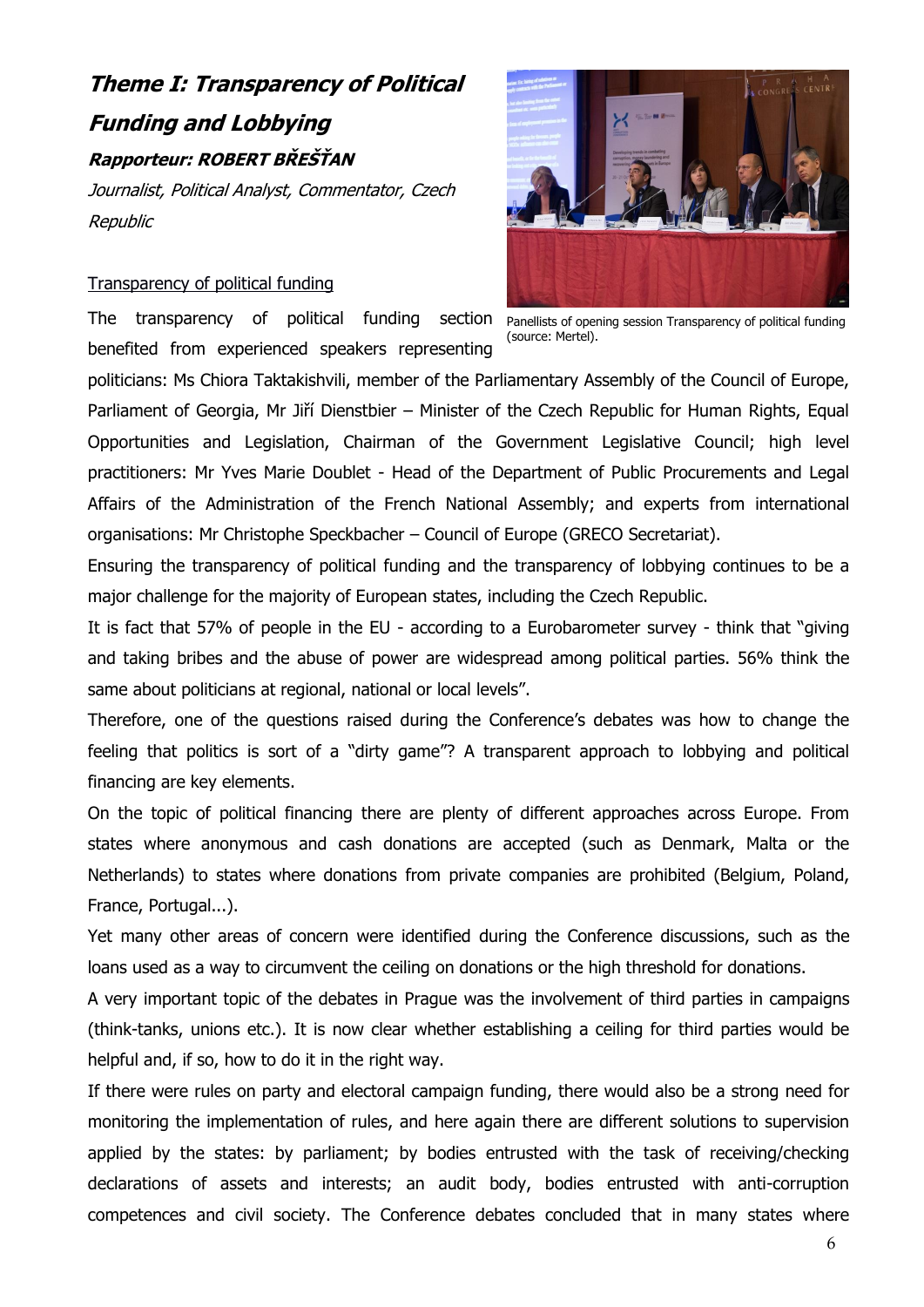# *Theme I: Transparency of Political Funding and Lobbying*

***Rapporteur: ROBERT BŘEŠŤAN***

*Journalist, Political Analyst, Commentator, Czech Republic*

Panellists of opening session Transparency of political funding (source: Mertel).

<u>Transparency of political funding</u>

The transparency of political funding section benefited from experienced speakers representing politicians: Ms Chiora Taktakishvili, member of the Parliamentary Assembly of the Council of Europe, Parliament of Georgia, Mr Jiří Dienstbier – Minister of the Czech Republic for Human Rights, Equal Opportunities and Legislation, Chairman of the Government Legislative Council; high level practitioners: Mr Yves Marie Doublet - Head of the Department of Public Procurements and Legal Affairs of the Administration of the French National Assembly; and experts from international organisations: Mr Christophe Speckbacher – Council of Europe (GRECO Secretariat).

Ensuring the transparency of political funding and the transparency of lobbying continues to be a major challenge for the majority of European states, including the Czech Republic.

It is fact that 57% of people in the EU - according to a Eurobarometer survey - think that "giving and taking bribes and the abuse of power are widespread among political parties. 56% think the same about politicians at regional, national or local levels".

Therefore, one of the questions raised during the Conference's debates was how to change the feeling that politics is sort of a "dirty game"? A transparent approach to lobbying and political financing are key elements.

On the topic of political financing there are plenty of different approaches across Europe. From states where anonymous and cash donations are accepted (such as Denmark, Malta or the Netherlands) to states where donations from private companies are prohibited (Belgium, Poland, France, Portugal...).

Yet many other areas of concern were identified during the Conference discussions, such as the loans used as a way to circumvent the ceiling on donations or the high threshold for donations.

A very important topic of the debates in Prague was the involvement of third parties in campaigns (think-tanks, unions etc.). It is now clear whether establishing a ceiling for third parties would be helpful and, if so, how to do it in the right way.

If there were rules on party and electoral campaign funding, there would also be a strong need for monitoring the implementation of rules, and here again there are different solutions to supervision applied by the states: by parliament; by bodies entrusted with the task of receiving/checking declarations of assets and interests; an audit body, bodies entrusted with anti-corruption competences and civil society. The Conference debates concluded that in many states where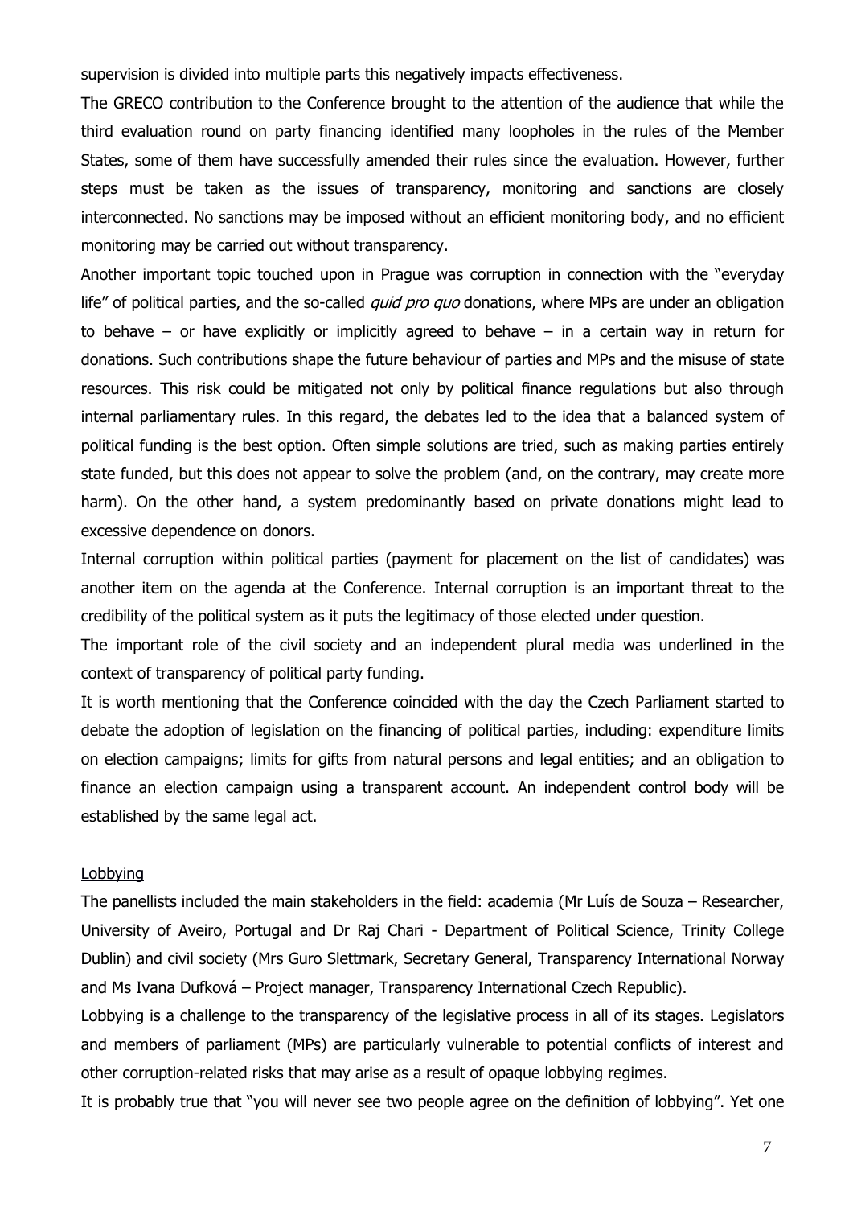supervision is divided into multiple parts this negatively impacts effectiveness.

The GRECO contribution to the Conference brought to the attention of the audience that while the third evaluation round on party financing identified many loopholes in the rules of the Member States, some of them have successfully amended their rules since the evaluation. However, further steps must be taken as the issues of transparency, monitoring and sanctions are closely interconnected. No sanctions may be imposed without an efficient monitoring body, and no efficient monitoring may be carried out without transparency.

Another important topic touched upon in Prague was corruption in connection with the "everyday life" of political parties, and the so-called *quid pro quo* donations, where MPs are under an obligation to behave – or have explicitly or implicitly agreed to behave – in a certain way in return for donations. Such contributions shape the future behaviour of parties and MPs and the misuse of state resources. This risk could be mitigated not only by political finance regulations but also through internal parliamentary rules. In this regard, the debates led to the idea that a balanced system of political funding is the best option. Often simple solutions are tried, such as making parties entirely state funded, but this does not appear to solve the problem (and, on the contrary, may create more harm). On the other hand, a system predominantly based on private donations might lead to excessive dependence on donors.

Internal corruption within political parties (payment for placement on the list of candidates) was another item on the agenda at the Conference. Internal corruption is an important threat to the credibility of the political system as it puts the legitimacy of those elected under question.

The important role of the civil society and an independent plural media was underlined in the context of transparency of political party funding.

It is worth mentioning that the Conference coincided with the day the Czech Parliament started to debate the adoption of legislation on the financing of political parties, including: expenditure limits on election campaigns; limits for gifts from natural persons and legal entities; and an obligation to finance an election campaign using a transparent account. An independent control body will be established by the same legal act.

### Lobbying

The panellists included the main stakeholders in the field: academia (Mr Luís de Souza – Researcher, University of Aveiro, Portugal and Dr Raj Chari - Department of Political Science, Trinity College Dublin) and civil society (Mrs Guro Slettmark, Secretary General, Transparency International Norway and Ms Ivana Dufková – Project manager, Transparency International Czech Republic).

Lobbying is a challenge to the transparency of the legislative process in all of its stages. Legislators and members of parliament (MPs) are particularly vulnerable to potential conflicts of interest and other corruption-related risks that may arise as a result of opaque lobbying regimes.

It is probably true that "you will never see two people agree on the definition of lobbying". Yet one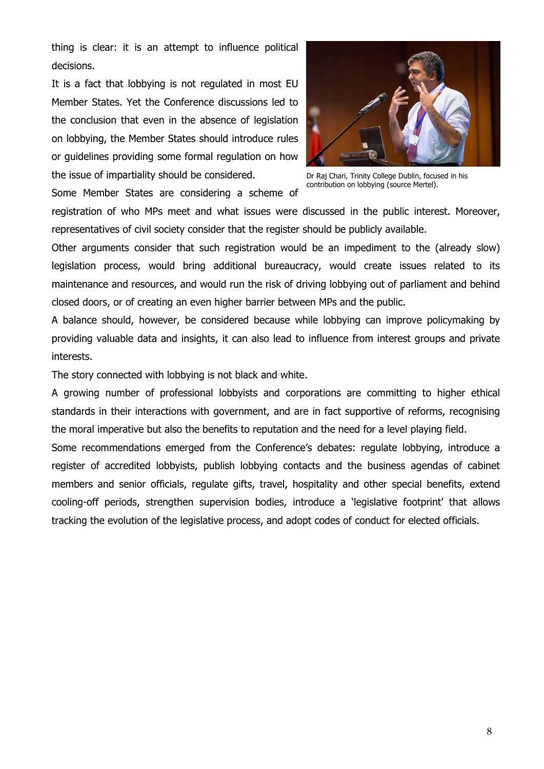thing is clear: it is an attempt to influence political decisions.

It is a fact that lobbying is not regulated in most EU Member States. Yet the Conference discussions led to the conclusion that even in the absence of legislation on lobbying, the Member States should introduce rules or guidelines providing some formal regulation on how the issue of impartiality should be considered.

Dr Raj Chari, Trinity College Dublin, focused in his contribution on lobbying (source Mertel).

Some Member States are considering a scheme of registration of who MPs meet and what issues were discussed in the public interest. Moreover, representatives of civil society consider that the register should be publicly available.

Other arguments consider that such registration would be an impediment to the (already slow) legislation process, would bring additional bureaucracy, would create issues related to its maintenance and resources, and would run the risk of driving lobbying out of parliament and behind closed doors, or of creating an even higher barrier between MPs and the public.

A balance should, however, be considered because while lobbying can improve policymaking by providing valuable data and insights, it can also lead to influence from interest groups and private interests.

The story connected with lobbying is not black and white.

A growing number of professional lobbyists and corporations are committing to higher ethical standards in their interactions with government, and are in fact supportive of reforms, recognising the moral imperative but also the benefits to reputation and the need for a level playing field.

Some recommendations emerged from the Conference's debates: regulate lobbying, introduce a register of accredited lobbyists, publish lobbying contacts and the business agendas of cabinet members and senior officials, regulate gifts, travel, hospitality and other special benefits, extend cooling-off periods, strengthen supervision bodies, introduce a 'legislative footprint' that allows tracking the evolution of the legislative process, and adopt codes of conduct for elected officials.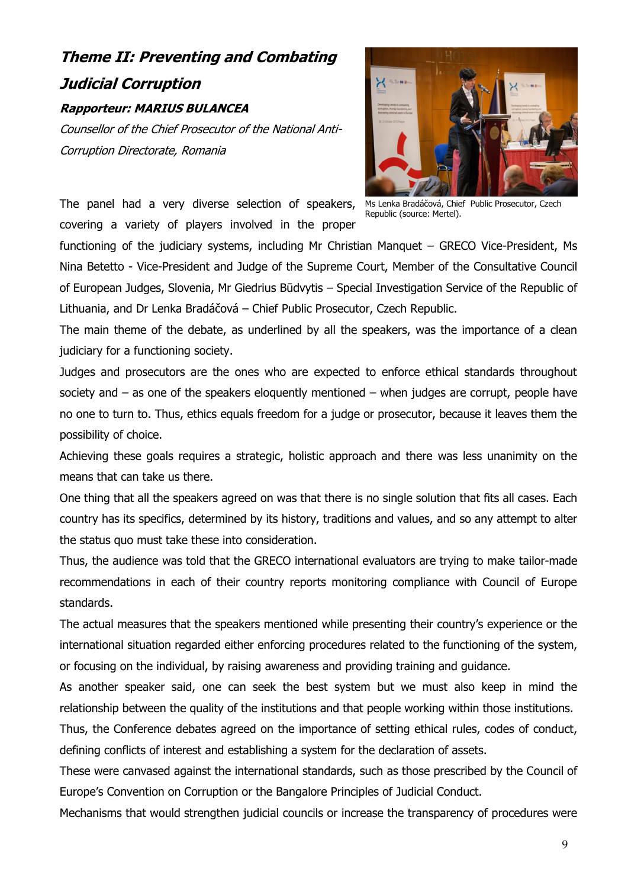## *Theme II: Preventing and Combating Judicial Corruption*

***Rapporteur: MARIUS BULANCEA***

*Counsellor of the Chief Prosecutor of the National Anti-Corruption Directorate, Romania*

Ms Lenka Bradáčová, Chief Public Prosecutor, Czech Republic (source: Mertel).

The panel had a very diverse selection of speakers, covering a variety of players involved in the proper functioning of the judiciary systems, including Mr Christian Manquet – GRECO Vice-President, Ms Nina Betetto - Vice-President and Judge of the Supreme Court, Member of the Consultative Council of European Judges, Slovenia, Mr Giedrius Būdvytis – Special Investigation Service of the Republic of Lithuania, and Dr Lenka Bradáčová – Chief Public Prosecutor, Czech Republic.

The main theme of the debate, as underlined by all the speakers, was the importance of a clean judiciary for a functioning society.

Judges and prosecutors are the ones who are expected to enforce ethical standards throughout society and – as one of the speakers eloquently mentioned – when judges are corrupt, people have no one to turn to. Thus, ethics equals freedom for a judge or prosecutor, because it leaves them the possibility of choice.

Achieving these goals requires a strategic, holistic approach and there was less unanimity on the means that can take us there.

One thing that all the speakers agreed on was that there is no single solution that fits all cases. Each country has its specifics, determined by its history, traditions and values, and so any attempt to alter the status quo must take these into consideration.

Thus, the audience was told that the GRECO international evaluators are trying to make tailor-made recommendations in each of their country reports monitoring compliance with Council of Europe standards.

The actual measures that the speakers mentioned while presenting their country's experience or the international situation regarded either enforcing procedures related to the functioning of the system, or focusing on the individual, by raising awareness and providing training and guidance.

As another speaker said, one can seek the best system but we must also keep in mind the relationship between the quality of the institutions and that people working within those institutions.

Thus, the Conference debates agreed on the importance of setting ethical rules, codes of conduct, defining conflicts of interest and establishing a system for the declaration of assets.

These were canvased against the international standards, such as those prescribed by the Council of Europe's Convention on Corruption or the Bangalore Principles of Judicial Conduct.

Mechanisms that would strengthen judicial councils or increase the transparency of procedures were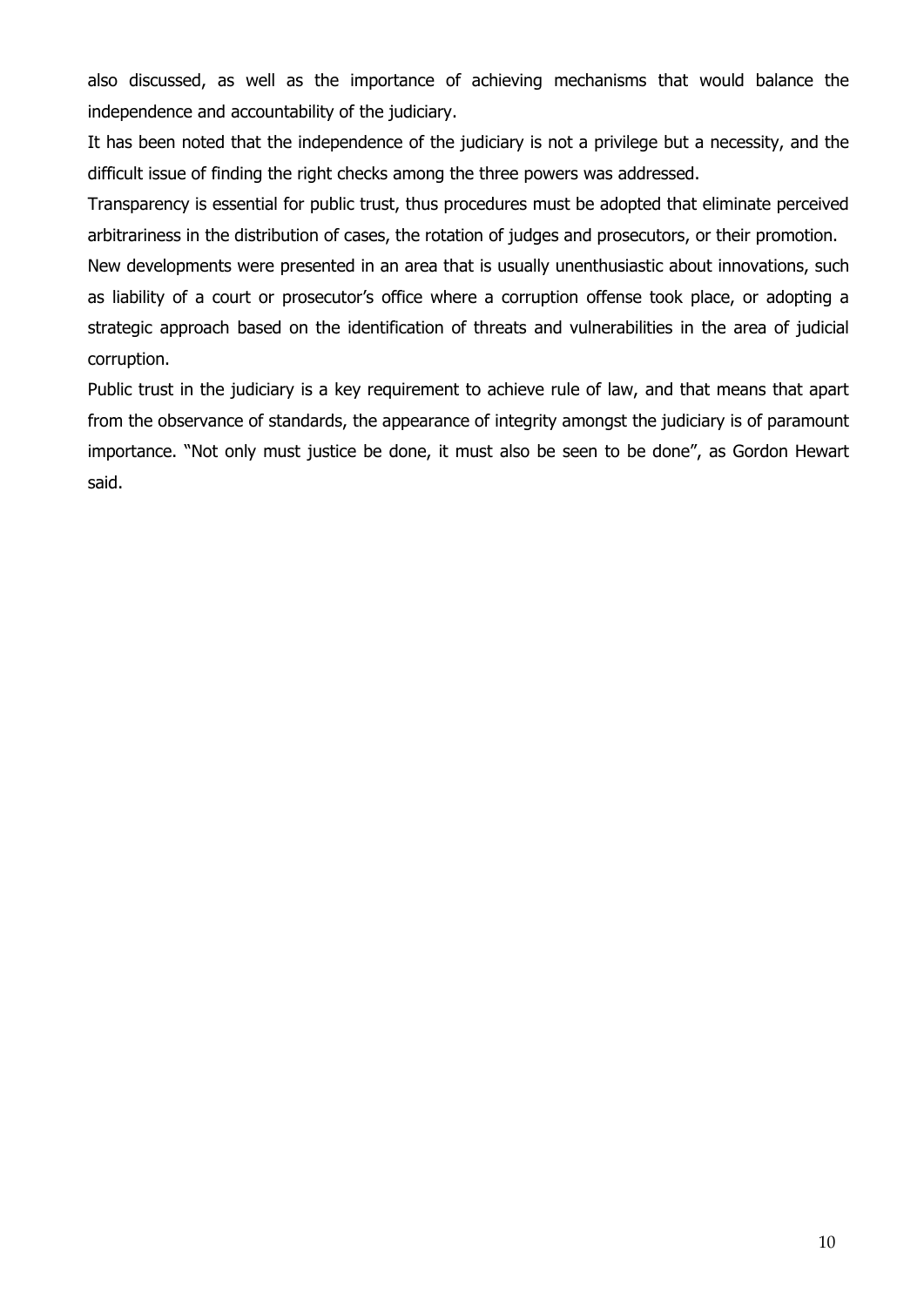also discussed, as well as the importance of achieving mechanisms that would balance the independence and accountability of the judiciary.

It has been noted that the independence of the judiciary is not a privilege but a necessity, and the difficult issue of finding the right checks among the three powers was addressed.

Transparency is essential for public trust, thus procedures must be adopted that eliminate perceived arbitrariness in the distribution of cases, the rotation of judges and prosecutors, or their promotion.

New developments were presented in an area that is usually unenthusiastic about innovations, such as liability of a court or prosecutor's office where a corruption offense took place, or adopting a strategic approach based on the identification of threats and vulnerabilities in the area of judicial corruption.

Public trust in the judiciary is a key requirement to achieve rule of law, and that means that apart from the observance of standards, the appearance of integrity amongst the judiciary is of paramount importance. "Not only must justice be done, it must also be seen to be done", as Gordon Hewart said.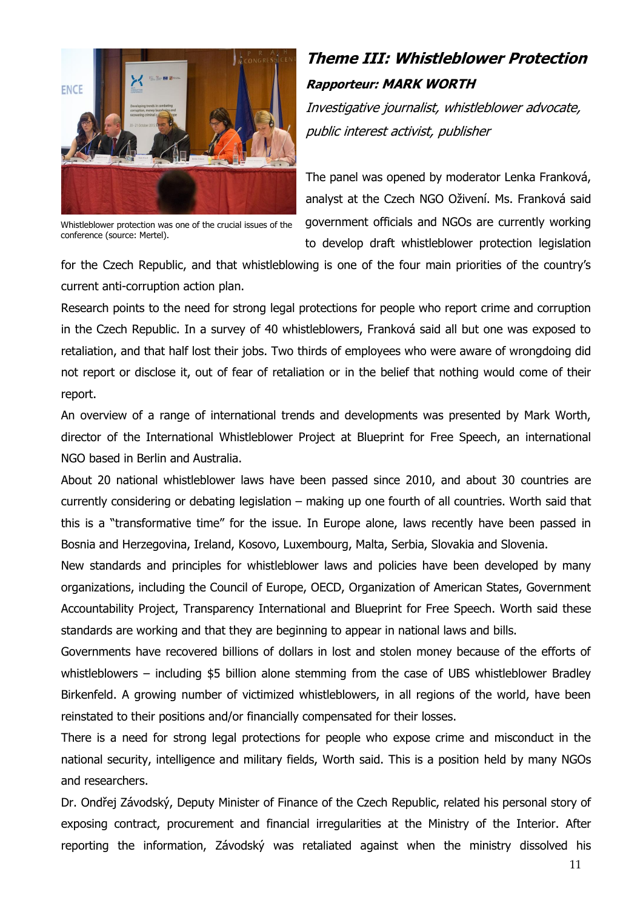## *Theme III: Whistleblower Protection*

***Rapporteur: MARK WORTH***

*Investigative journalist, whistleblower advocate, public interest activist, publisher*

Whistleblower protection was one of the crucial issues of the conference (source: Mertel).

The panel was opened by moderator Lenka Franková, analyst at the Czech NGO Oživení. Ms. Franková said government officials and NGOs are currently working to develop draft whistleblower protection legislation for the Czech Republic, and that whistleblowing is one of the four main priorities of the country's current anti-corruption action plan.

Research points to the need for strong legal protections for people who report crime and corruption in the Czech Republic. In a survey of 40 whistleblowers, Franková said all but one was exposed to retaliation, and that half lost their jobs. Two thirds of employees who were aware of wrongdoing did not report or disclose it, out of fear of retaliation or in the belief that nothing would come of their report.

An overview of a range of international trends and developments was presented by Mark Worth, director of the International Whistleblower Project at Blueprint for Free Speech, an international NGO based in Berlin and Australia.

About 20 national whistleblower laws have been passed since 2010, and about 30 countries are currently considering or debating legislation – making up one fourth of all countries. Worth said that this is a "transformative time" for the issue. In Europe alone, laws recently have been passed in Bosnia and Herzegovina, Ireland, Kosovo, Luxembourg, Malta, Serbia, Slovakia and Slovenia.

New standards and principles for whistleblower laws and policies have been developed by many organizations, including the Council of Europe, OECD, Organization of American States, Government Accountability Project, Transparency International and Blueprint for Free Speech. Worth said these standards are working and that they are beginning to appear in national laws and bills.

Governments have recovered billions of dollars in lost and stolen money because of the efforts of whistleblowers – including $5 billion alone stemming from the case of UBS whistleblower Bradley Birkenfeld. A growing number of victimized whistleblowers, in all regions of the world, have been reinstated to their positions and/or financially compensated for their losses.

There is a need for strong legal protections for people who expose crime and misconduct in the national security, intelligence and military fields, Worth said. This is a position held by many NGOs and researchers.

Dr. Ondřej Závodský, Deputy Minister of Finance of the Czech Republic, related his personal story of exposing contract, procurement and financial irregularities at the Ministry of the Interior. After reporting the information, Závodský was retaliated against when the ministry dissolved his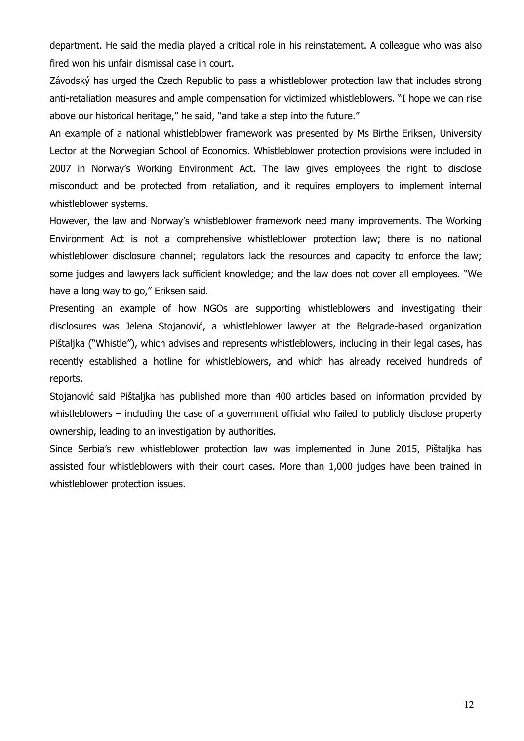department. He said the media played a critical role in his reinstatement. A colleague who was also fired won his unfair dismissal case in court.

Závodský has urged the Czech Republic to pass a whistleblower protection law that includes strong anti-retaliation measures and ample compensation for victimized whistleblowers. "I hope we can rise above our historical heritage," he said, "and take a step into the future."

An example of a national whistleblower framework was presented by Ms Birthe Eriksen, University Lector at the Norwegian School of Economics. Whistleblower protection provisions were included in 2007 in Norway's Working Environment Act. The law gives employees the right to disclose misconduct and be protected from retaliation, and it requires employers to implement internal whistleblower systems.

However, the law and Norway's whistleblower framework need many improvements. The Working Environment Act is not a comprehensive whistleblower protection law; there is no national whistleblower disclosure channel; regulators lack the resources and capacity to enforce the law; some judges and lawyers lack sufficient knowledge; and the law does not cover all employees. "We have a long way to go," Eriksen said.

Presenting an example of how NGOs are supporting whistleblowers and investigating their disclosures was Jelena Stojanović, a whistleblower lawyer at the Belgrade-based organization Pištaljka ("Whistle"), which advises and represents whistleblowers, including in their legal cases, has recently established a hotline for whistleblowers, and which has already received hundreds of reports.

Stojanović said Pištaljka has published more than 400 articles based on information provided by whistleblowers – including the case of a government official who failed to publicly disclose property ownership, leading to an investigation by authorities.

Since Serbia's new whistleblower protection law was implemented in June 2015, Pištaljka has assisted four whistleblowers with their court cases. More than 1,000 judges have been trained in whistleblower protection issues.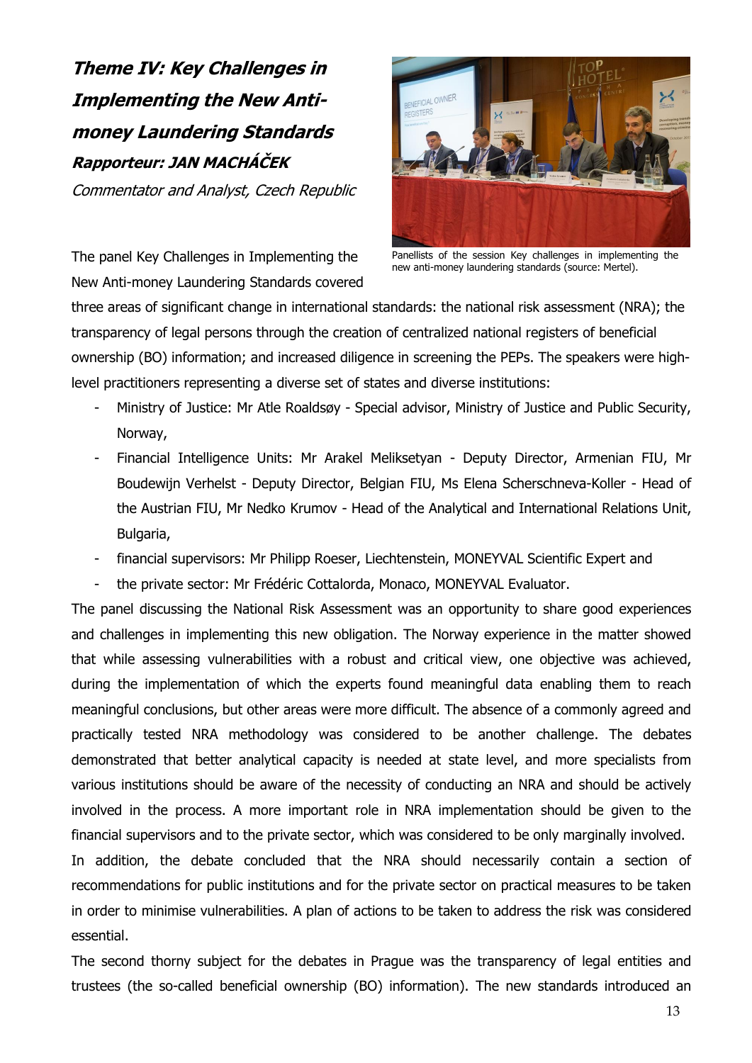## *Theme IV: Key Challenges in Implementing the New Anti-money Laundering Standards*

***Rapporteur: JAN MACHÁČEK***

*Commentator and Analyst, Czech Republic*

Panellists of the session Key challenges in implementing the new anti-money laundering standards (source: Mertel).

The panel Key Challenges in Implementing the New Anti-money Laundering Standards covered three areas of significant change in international standards: the national risk assessment (NRA); the transparency of legal persons through the creation of centralized national registers of beneficial ownership (BO) information; and increased diligence in screening the PEPs. The speakers were high-level practitioners representing a diverse set of states and diverse institutions:

- Ministry of Justice: Mr Atle Roaldsøy - Special advisor, Ministry of Justice and Public Security, Norway,
- Financial Intelligence Units: Mr Arakel Meliksetyan - Deputy Director, Armenian FIU, Mr Boudewijn Verhelst - Deputy Director, Belgian FIU, Ms Elena Scherschneva-Koller - Head of the Austrian FIU, Mr Nedko Krumov - Head of the Analytical and International Relations Unit, Bulgaria,
- financial supervisors: Mr Philipp Roeser, Liechtenstein, MONEYVAL Scientific Expert and
- the private sector: Mr Frédéric Cottalorda, Monaco, MONEYVAL Evaluator.

The panel discussing the National Risk Assessment was an opportunity to share good experiences and challenges in implementing this new obligation. The Norway experience in the matter showed that while assessing vulnerabilities with a robust and critical view, one objective was achieved, during the implementation of which the experts found meaningful data enabling them to reach meaningful conclusions, but other areas were more difficult. The absence of a commonly agreed and practically tested NRA methodology was considered to be another challenge. The debates demonstrated that better analytical capacity is needed at state level, and more specialists from various institutions should be aware of the necessity of conducting an NRA and should be actively involved in the process. A more important role in NRA implementation should be given to the financial supervisors and to the private sector, which was considered to be only marginally involved.

In addition, the debate concluded that the NRA should necessarily contain a section of recommendations for public institutions and for the private sector on practical measures to be taken in order to minimise vulnerabilities. A plan of actions to be taken to address the risk was considered essential.

The second thorny subject for the debates in Prague was the transparency of legal entities and trustees (the so-called beneficial ownership (BO) information). The new standards introduced an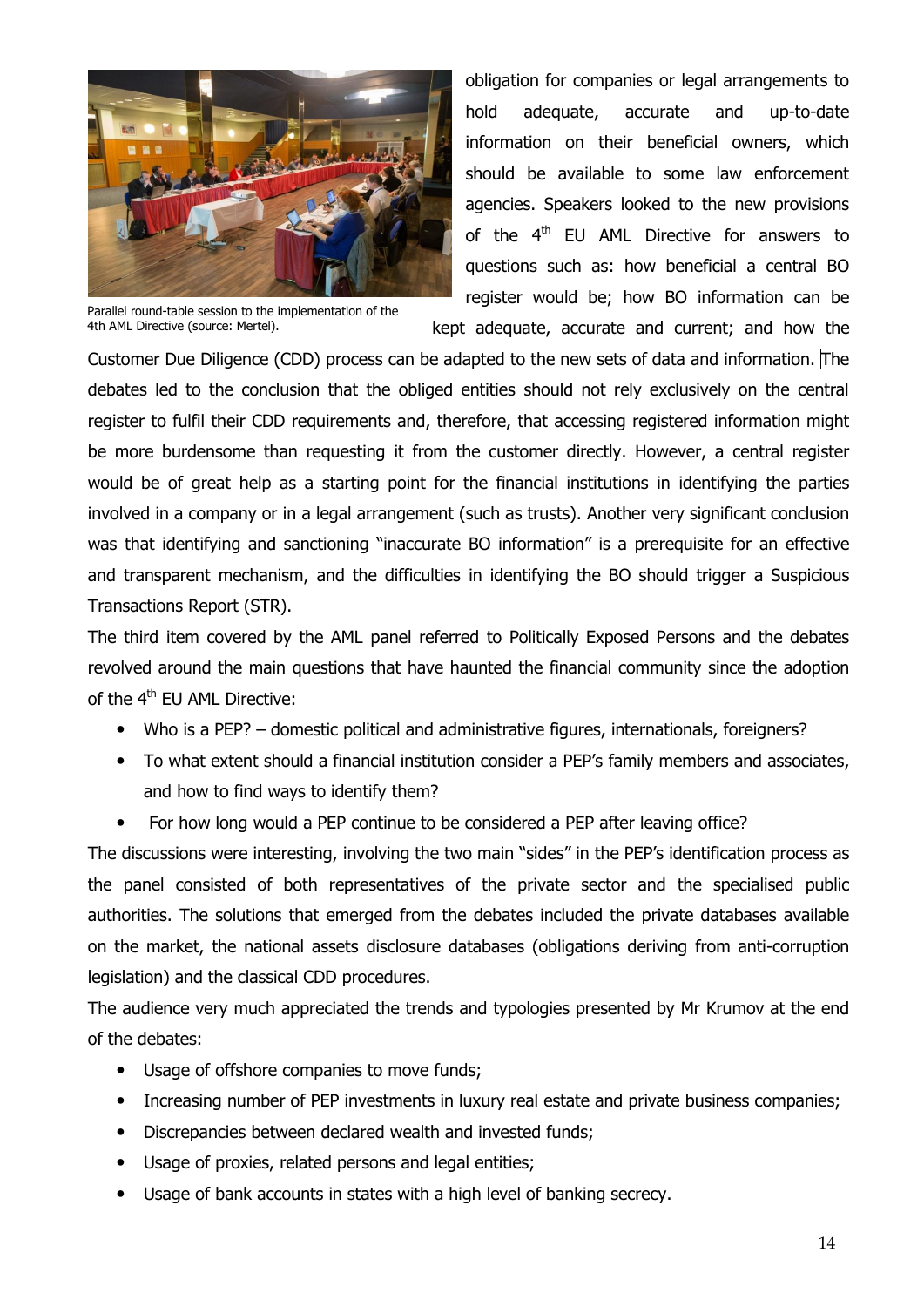Parallel round-table session to the implementation of the 4th AML Directive (source: Mertel).

obligation for companies or legal arrangements to hold adequate, accurate and up-to-date information on their beneficial owners, which should be available to some law enforcement agencies. Speakers looked to the new provisions of the 4th EU AML Directive for answers to questions such as: how beneficial a central BO register would be; how BO information can be kept adequate, accurate and current; and how the Customer Due Diligence (CDD) process can be adapted to the new sets of data and information. The debates led to the conclusion that the obliged entities should not rely exclusively on the central register to fulfil their CDD requirements and, therefore, that accessing registered information might be more burdensome than requesting it from the customer directly. However, a central register would be of great help as a starting point for the financial institutions in identifying the parties involved in a company or in a legal arrangement (such as trusts). Another very significant conclusion was that identifying and sanctioning "inaccurate BO information" is a prerequisite for an effective and transparent mechanism, and the difficulties in identifying the BO should trigger a Suspicious Transactions Report (STR).

The third item covered by the AML panel referred to Politically Exposed Persons and the debates revolved around the main questions that have haunted the financial community since the adoption of the 4th EU AML Directive:

- Who is a PEP? – domestic political and administrative figures, internationals, foreigners?
- To what extent should a financial institution consider a PEP's family members and associates, and how to find ways to identify them?
- For how long would a PEP continue to be considered a PEP after leaving office?

The discussions were interesting, involving the two main "sides" in the PEP's identification process as the panel consisted of both representatives of the private sector and the specialised public authorities. The solutions that emerged from the debates included the private databases available on the market, the national assets disclosure databases (obligations deriving from anti-corruption legislation) and the classical CDD procedures.

The audience very much appreciated the trends and typologies presented by Mr Krumov at the end of the debates:

- Usage of offshore companies to move funds;
- Increasing number of PEP investments in luxury real estate and private business companies;
- Discrepancies between declared wealth and invested funds;
- Usage of proxies, related persons and legal entities;
- Usage of bank accounts in states with a high level of banking secrecy.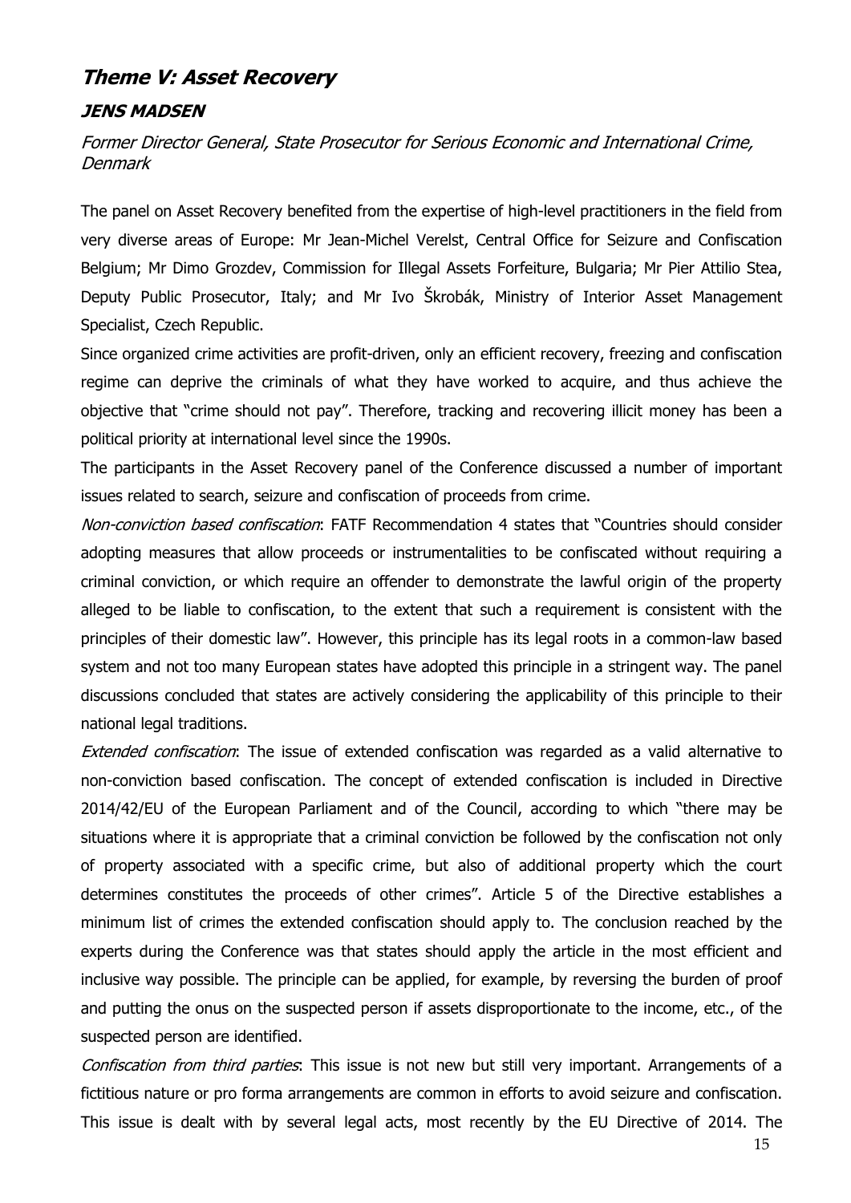## *Theme V: Asset Recovery*

### *JENS MADSEN*

*Former Director General, State Prosecutor for Serious Economic and International Crime, Denmark*

The panel on Asset Recovery benefited from the expertise of high-level practitioners in the field from very diverse areas of Europe: Mr Jean-Michel Verelst, Central Office for Seizure and Confiscation Belgium; Mr Dimo Grozdev, Commission for Illegal Assets Forfeiture, Bulgaria; Mr Pier Attilio Stea, Deputy Public Prosecutor, Italy; and Mr Ivo Škrobák, Ministry of Interior Asset Management Specialist, Czech Republic.

Since organized crime activities are profit-driven, only an efficient recovery, freezing and confiscation regime can deprive the criminals of what they have worked to acquire, and thus achieve the objective that "crime should not pay". Therefore, tracking and recovering illicit money has been a political priority at international level since the 1990s.

The participants in the Asset Recovery panel of the Conference discussed a number of important issues related to search, seizure and confiscation of proceeds from crime.

*Non-conviction based confiscation*: FATF Recommendation 4 states that "Countries should consider adopting measures that allow proceeds or instrumentalities to be confiscated without requiring a criminal conviction, or which require an offender to demonstrate the lawful origin of the property alleged to be liable to confiscation, to the extent that such a requirement is consistent with the principles of their domestic law". However, this principle has its legal roots in a common-law based system and not too many European states have adopted this principle in a stringent way. The panel discussions concluded that states are actively considering the applicability of this principle to their national legal traditions.

*Extended confiscation*: The issue of extended confiscation was regarded as a valid alternative to non-conviction based confiscation. The concept of extended confiscation is included in Directive 2014/42/EU of the European Parliament and of the Council, according to which "there may be situations where it is appropriate that a criminal conviction be followed by the confiscation not only of property associated with a specific crime, but also of additional property which the court determines constitutes the proceeds of other crimes". Article 5 of the Directive establishes a minimum list of crimes the extended confiscation should apply to. The conclusion reached by the experts during the Conference was that states should apply the article in the most efficient and inclusive way possible. The principle can be applied, for example, by reversing the burden of proof and putting the onus on the suspected person if assets disproportionate to the income, etc., of the suspected person are identified.

*Confiscation from third parties*: This issue is not new but still very important. Arrangements of a fictitious nature or pro forma arrangements are common in efforts to avoid seizure and confiscation. This issue is dealt with by several legal acts, most recently by the EU Directive of 2014. The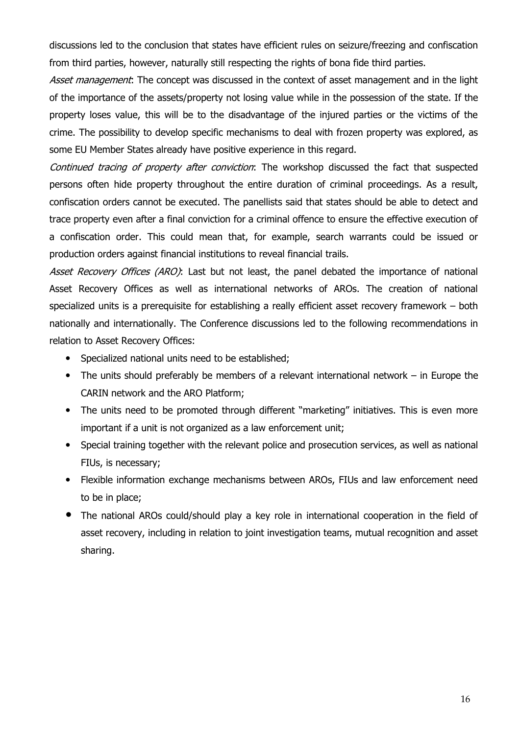discussions led to the conclusion that states have efficient rules on seizure/freezing and confiscation from third parties, however, naturally still respecting the rights of bona fide third parties.

*Asset management*: The concept was discussed in the context of asset management and in the light of the importance of the assets/property not losing value while in the possession of the state. If the property loses value, this will be to the disadvantage of the injured parties or the victims of the crime. The possibility to develop specific mechanisms to deal with frozen property was explored, as some EU Member States already have positive experience in this regard.

*Continued tracing of property after conviction*: The workshop discussed the fact that suspected persons often hide property throughout the entire duration of criminal proceedings. As a result, confiscation orders cannot be executed. The panellists said that states should be able to detect and trace property even after a final conviction for a criminal offence to ensure the effective execution of a confiscation order. This could mean that, for example, search warrants could be issued or production orders against financial institutions to reveal financial trails.

*Asset Recovery Offices (ARO)*: Last but not least, the panel debated the importance of national Asset Recovery Offices as well as international networks of AROs. The creation of national specialized units is a prerequisite for establishing a really efficient asset recovery framework – both nationally and internationally. The Conference discussions led to the following recommendations in relation to Asset Recovery Offices:

- Specialized national units need to be established;
- The units should preferably be members of a relevant international network – in Europe the CARIN network and the ARO Platform;
- The units need to be promoted through different "marketing" initiatives. This is even more important if a unit is not organized as a law enforcement unit;
- Special training together with the relevant police and prosecution services, as well as national FIUs, is necessary;
- Flexible information exchange mechanisms between AROs, FIUs and law enforcement need to be in place;
- The national AROs could/should play a key role in international cooperation in the field of asset recovery, including in relation to joint investigation teams, mutual recognition and asset sharing.